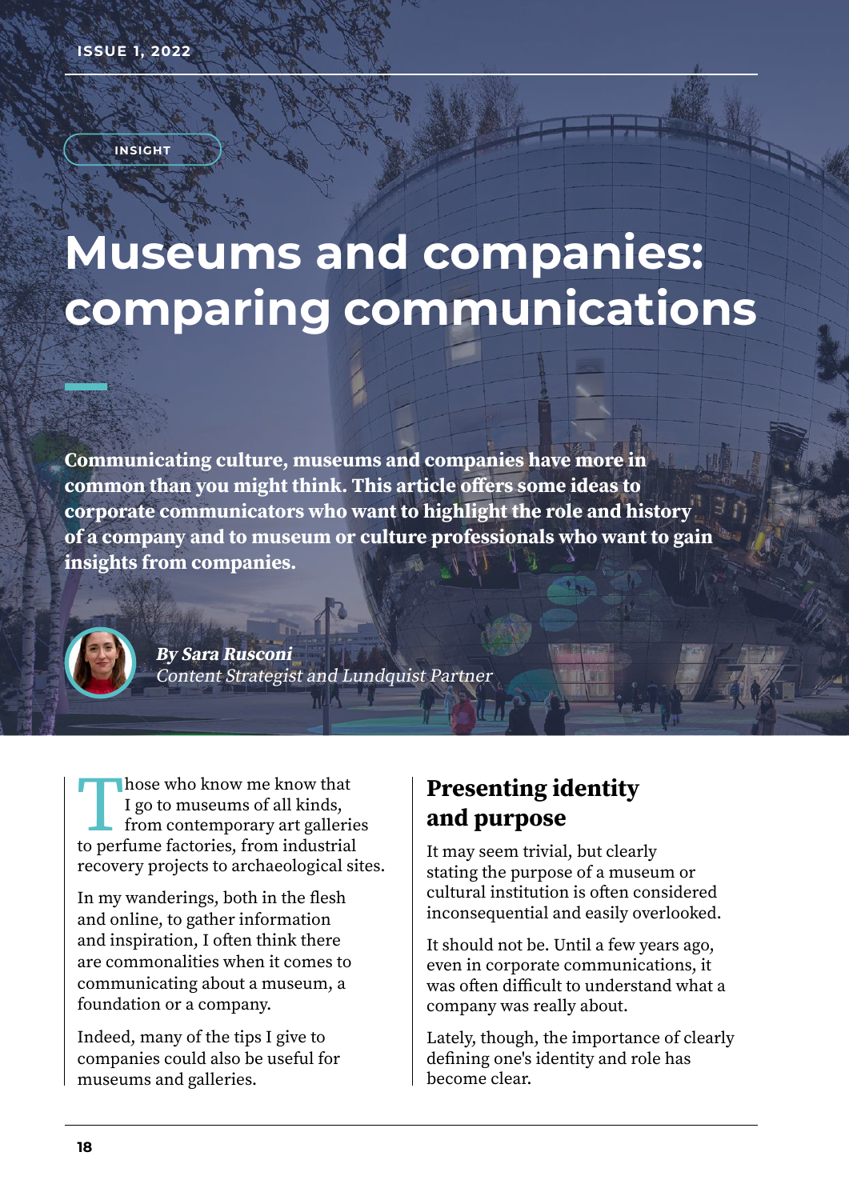INSIGHT

# Museums and companies: comparing communications

**Communicating culture, museums and companies have more in common than you might think. This article offers some ideas to corporate communicators who want to highlight the role and history of a company and to museum or culture professionals who want to gain insights from companies.**

***By Sara Rusconi***
*Content Strategist and Lundquist Partner*

Those who know me know that I go to museums of all kinds, from contemporary art galleries to perfume factories, from industrial recovery projects to archaeological sites.

In my wanderings, both in the flesh and online, to gather information and inspiration, I often think there are commonalities when it comes to communicating about a museum, a foundation or a company.

Indeed, many of the tips I give to companies could also be useful for museums and galleries.

## Presenting identity and purpose

It may seem trivial, but clearly stating the purpose of a museum or cultural institution is often considered inconsequential and easily overlooked.

It should not be. Until a few years ago, even in corporate communications, it was often difficult to understand what a company was really about.

Lately, though, the importance of clearly defining one's identity and role has become clear.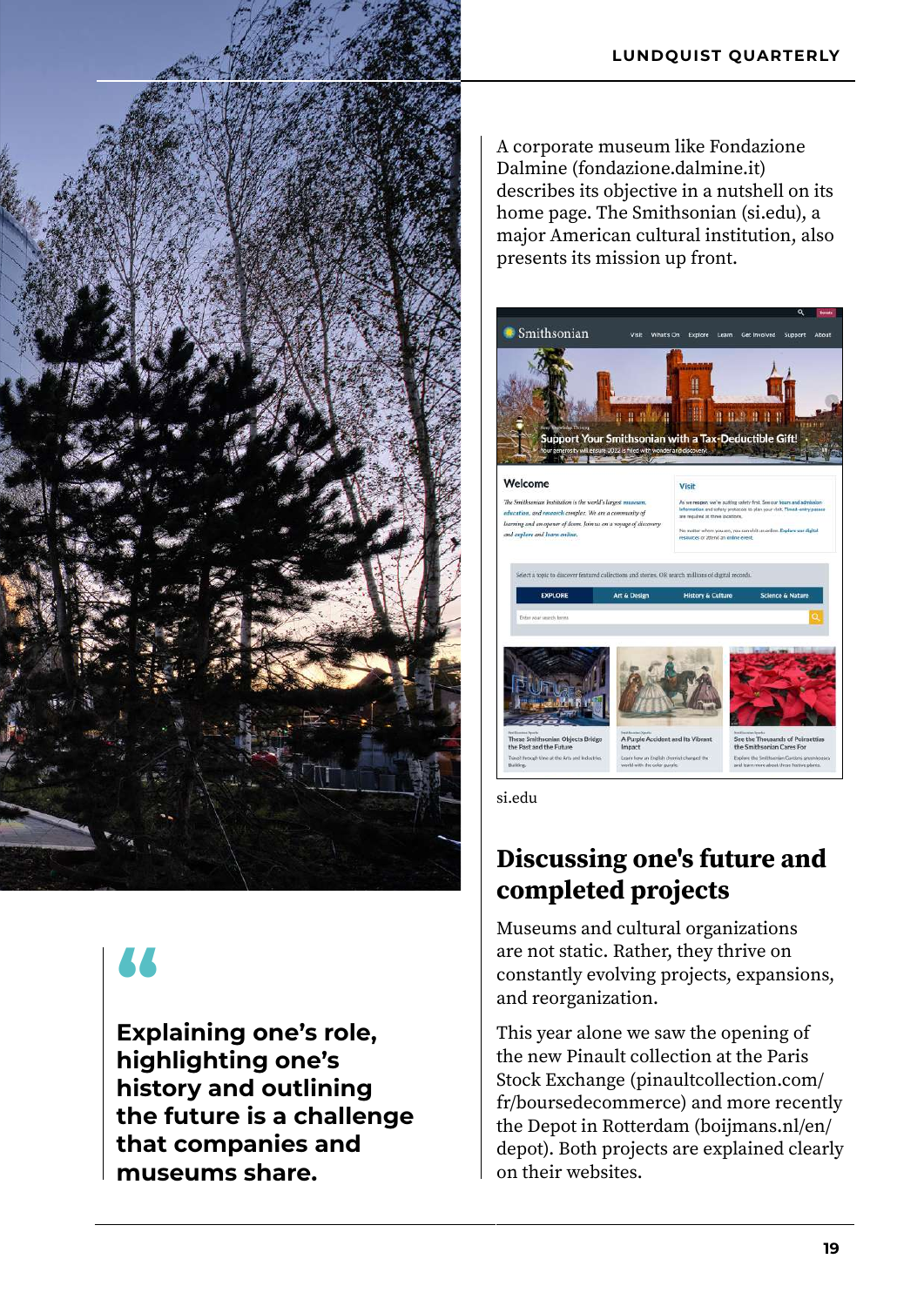A corporate museum like Fondazione Dalmine (fondazione.dalmine.it) describes its objective in a nutshell on its home page. The Smithsonian (si.edu), a major American cultural institution, also presents its mission up front.

si.edu

## Discussing one's future and completed projects

Museums and cultural organizations are not static. Rather, they thrive on constantly evolving projects, expansions, and reorganization.

This year alone we saw the opening of the new Pinault collection at the Paris Stock Exchange (pinaultcollection.com/fr/boursedecommerce) and more recently the Depot in Rotterdam (boijmans.nl/en/depot). Both projects are explained clearly on their websites.

> **Explaining one's role, highlighting one's history and outlining the future is a challenge that companies and museums share.**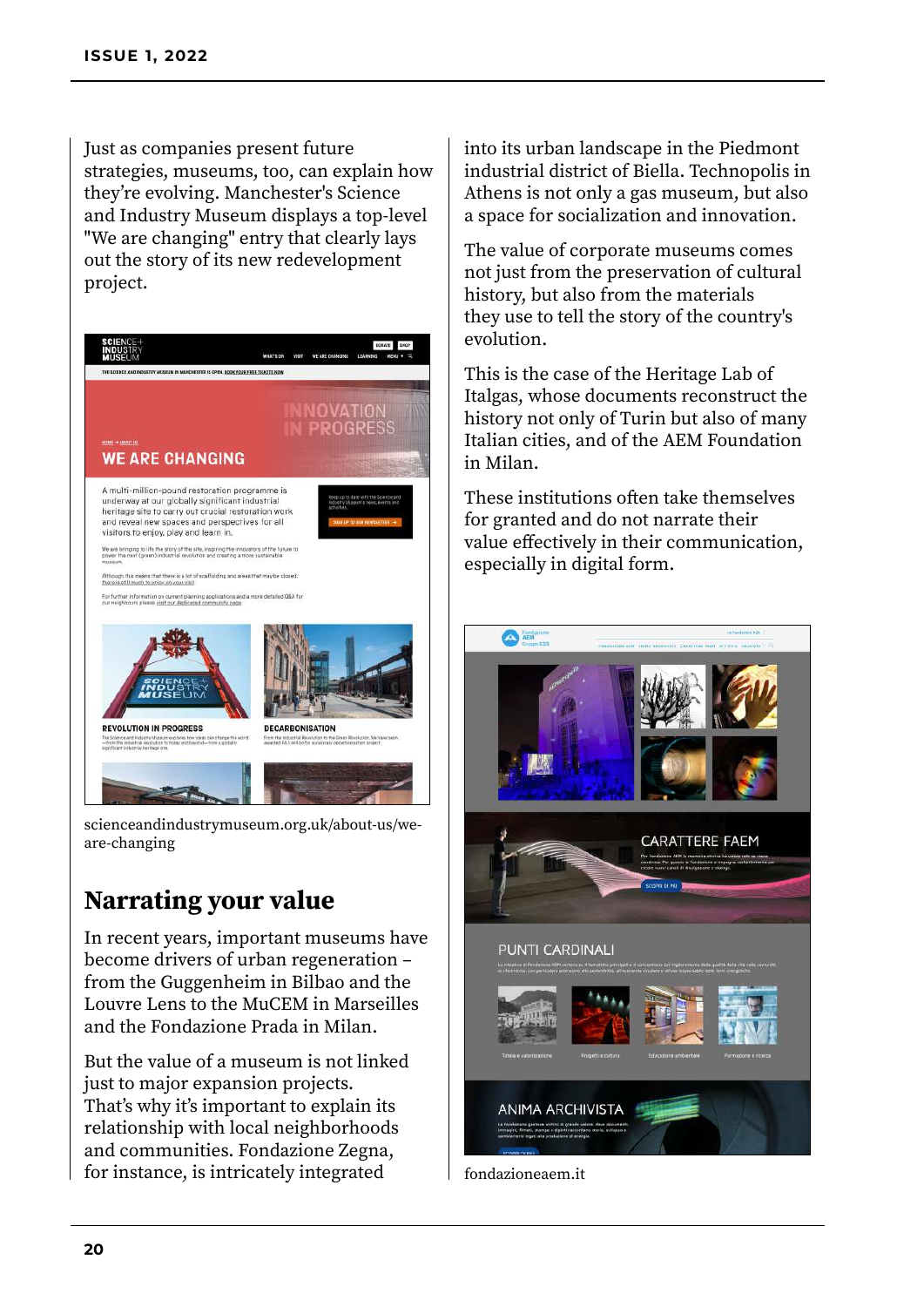Just as companies present future strategies, museums, too, can explain how they're evolving. Manchester's Science and Industry Museum displays a top-level "We are changing" entry that clearly lays out the story of its new redevelopment project.

scienceandindustrymuseum.org.uk/about-us/we-are-changing

## Narrating your value

In recent years, important museums have become drivers of urban regeneration – from the Guggenheim in Bilbao and the Louvre Lens to the MuCEM in Marseilles and the Fondazione Prada in Milan.

But the value of a museum is not linked just to major expansion projects. That's why it's important to explain its relationship with local neighborhoods and communities. Fondazione Zegna, for instance, is intricately integrated into its urban landscape in the Piedmont industrial district of Biella. Technopolis in Athens is not only a gas museum, but also a space for socialization and innovation.

The value of corporate museums comes not just from the preservation of cultural history, but also from the materials they use to tell the story of the country's evolution.

This is the case of the Heritage Lab of Italgas, whose documents reconstruct the history not only of Turin but also of many Italian cities, and of the AEM Foundation in Milan.

These institutions often take themselves for granted and do not narrate their value effectively in their communication, especially in digital form.

fondazioneaem.it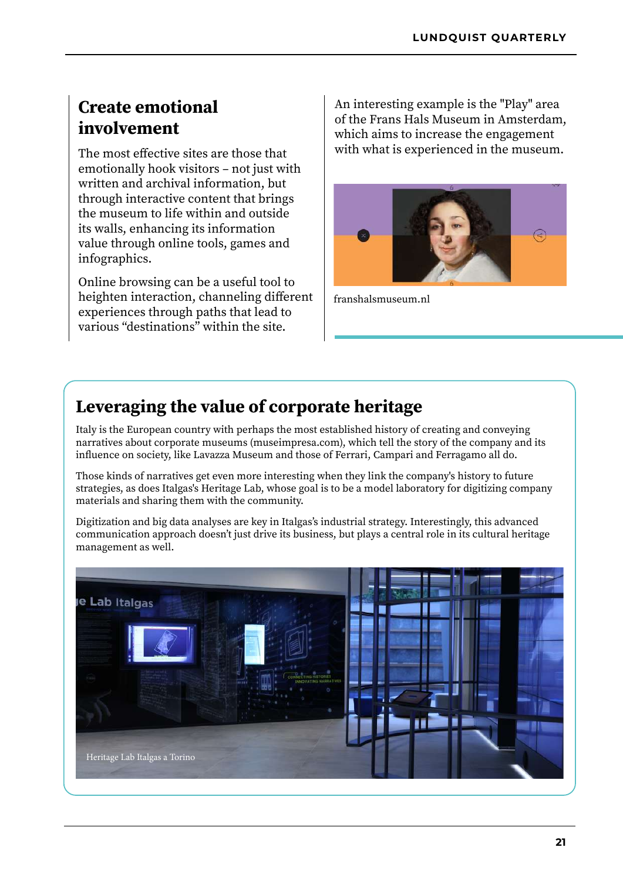## Create emotional involvement

The most effective sites are those that emotionally hook visitors – not just with written and archival information, but through interactive content that brings the museum to life within and outside its walls, enhancing its information value through online tools, games and infographics.

Online browsing can be a useful tool to heighten interaction, channeling different experiences through paths that lead to various "destinations" within the site.

An interesting example is the "Play" area of the Frans Hals Museum in Amsterdam, which aims to increase the engagement with what is experienced in the museum.

franshalsmuseum.nl

## Leveraging the value of corporate heritage

Italy is the European country with perhaps the most established history of creating and conveying narratives about corporate museums (museimpresa.com), which tell the story of the company and its influence on society, like Lavazza Museum and those of Ferrari, Campari and Ferragamo all do.

Those kinds of narratives get even more interesting when they link the company's history to future strategies, as does Italgas's Heritage Lab, whose goal is to be a model laboratory for digitizing company materials and sharing them with the community.

Digitization and big data analyses are key in Italgas's industrial strategy. Interestingly, this advanced communication approach doesn't just drive its business, but plays a central role in its cultural heritage management as well.

Heritage Lab Italgas a Torino